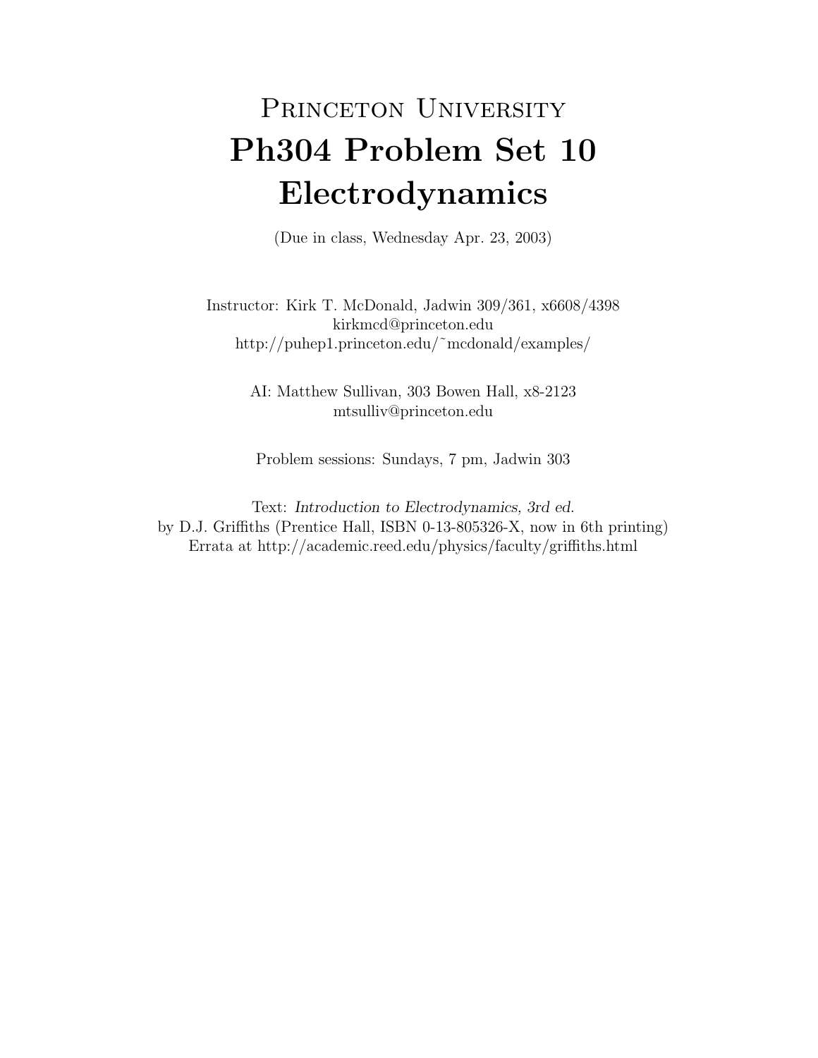# Princeton University
# Ph304 Problem Set 10
# Electrodynamics

(Due in class, Wednesday Apr. 23, 2003)

Instructor: Kirk T. McDonald, Jadwin 309/361, x6608/4398
kirkmcd@princeton.edu
http://puhep1.princeton.edu/~mcdonald/examples/

AI: Matthew Sullivan, 303 Bowen Hall, x8-2123
mtsulliv@princeton.edu

Problem sessions: Sundays, 7 pm, Jadwin 303

Text: *Introduction to Electrodynamics, 3rd ed.*
by D.J. Griffiths (Prentice Hall, ISBN 0-13-805326-X, now in 6th printing)
Errata at http://academic.reed.edu/physics/faculty/griffiths.html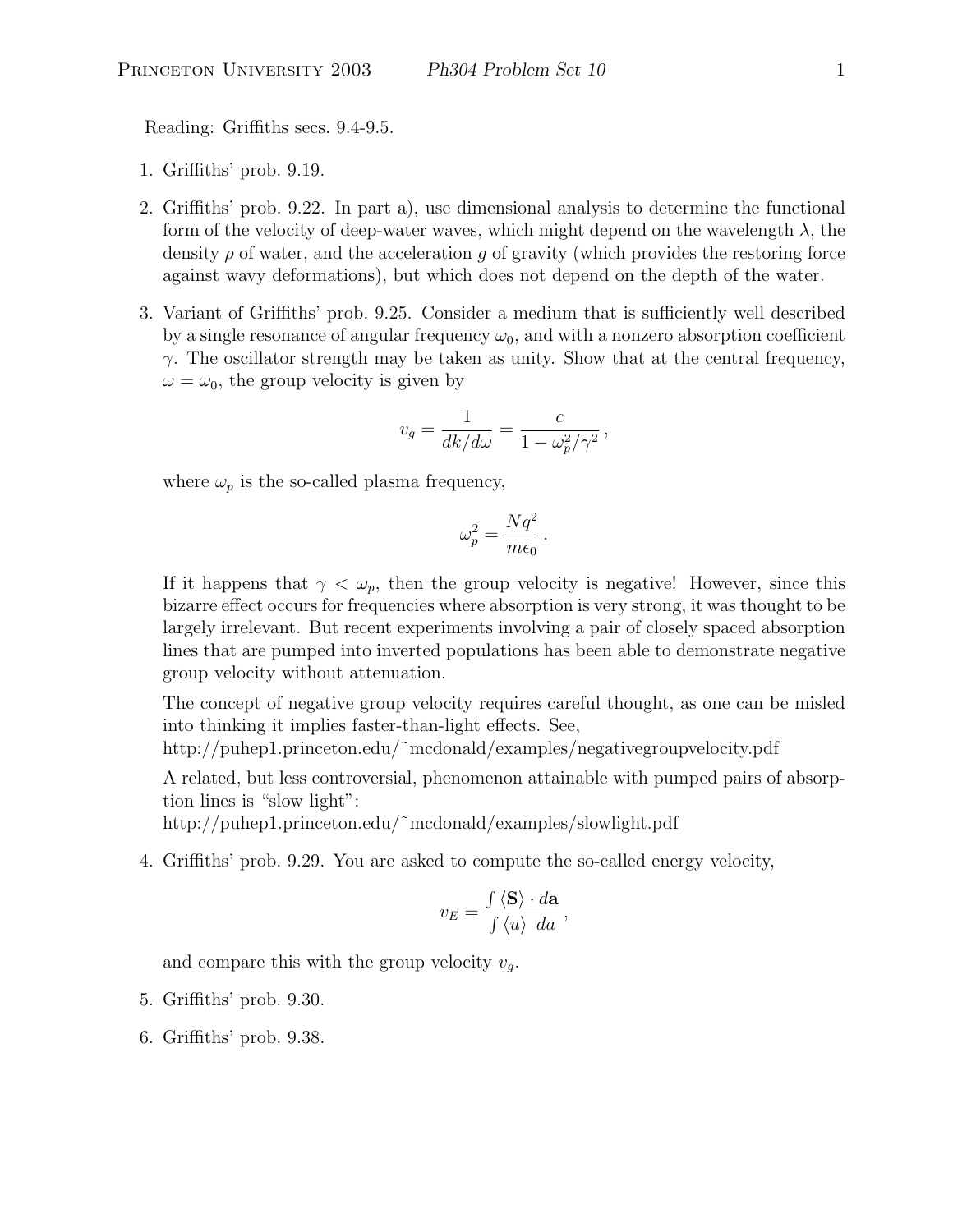Reading: Griffiths secs. 9.4-9.5.

1. Griffiths' prob. 9.19.

2. Griffiths' prob. 9.22. In part a), use dimensional analysis to determine the functional form of the velocity of deep-water waves, which might depend on the wavelength $\lambda$, the density $\rho$ of water, and the acceleration $g$ of gravity (which provides the restoring force against wavy deformations), but which does not depend on the depth of the water.

3. Variant of Griffiths' prob. 9.25. Consider a medium that is sufficiently well described by a single resonance of angular frequency $\omega_0$, and with a nonzero absorption coefficient $\gamma$. The oscillator strength may be taken as unity. Show that at the central frequency, $\omega = \omega_0$, the group velocity is given by

$$v_g = \frac{1}{dk/d\omega} = \frac{c}{1 - \omega_p^2/\gamma^2},$$

where $\omega_p$ is the so-called plasma frequency,

$$\omega_p^2 = \frac{Nq^2}{m\epsilon_0}.$$

If it happens that $\gamma < \omega_p$, then the group velocity is negative! However, since this bizarre effect occurs for frequencies where absorption is very strong, it was thought to be largely irrelevant. But recent experiments involving a pair of closely spaced absorption lines that are pumped into inverted populations has been able to demonstrate negative group velocity without attenuation.

The concept of negative group velocity requires careful thought, as one can be misled into thinking it implies faster-than-light effects. See,
http://puhep1.princeton.edu/~mcdonald/examples/negativegroupvelocity.pdf

A related, but less controversial, phenomenon attainable with pumped pairs of absorption lines is "slow light":
http://puhep1.princeton.edu/~mcdonald/examples/slowlight.pdf

4. Griffiths' prob. 9.29. You are asked to compute the so-called energy velocity,

$$v_E = \frac{\int \langle \mathbf{S} \rangle \cdot d\mathbf{a}}{\int \langle u \rangle \ da},$$

and compare this with the group velocity $v_g$.

5. Griffiths' prob. 9.30.

6. Griffiths' prob. 9.38.